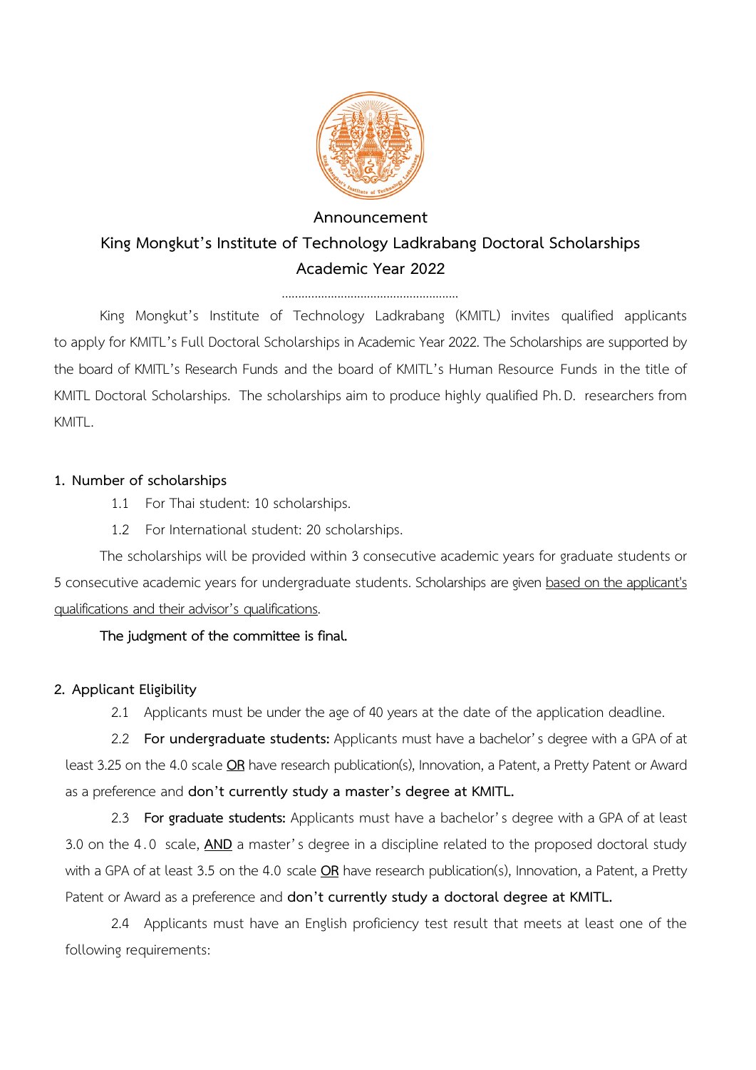# Announcement

## King Mongkut's Institute of Technology Ladkrabang Doctoral Scholarships
## Academic Year 2022

.....................................................

King Mongkut's Institute of Technology Ladkrabang (KMITL) invites qualified applicants to apply for KMITL's Full Doctoral Scholarships in Academic Year 2022. The Scholarships are supported by the board of KMITL's Research Funds and the board of KMITL's Human Resource Funds in the title of KMITL Doctoral Scholarships. The scholarships aim to produce highly qualified Ph.D. researchers from KMITL.

### 1. Number of scholarships

1.1 For Thai student: 10 scholarships.

1.2 For International student: 20 scholarships.

The scholarships will be provided within 3 consecutive academic years for graduate students or 5 consecutive academic years for undergraduate students. Scholarships are given <u>based on the applicant's qualifications and their advisor's qualifications</u>.

**The judgment of the committee is final.**

### 2. Applicant Eligibility

2.1 Applicants must be under the age of 40 years at the date of the application deadline.

2.2 **For undergraduate students:** Applicants must have a bachelor's degree with a GPA of at least 3.25 on the 4.0 scale **<u>OR</u>** have research publication(s), Innovation, a Patent, a Pretty Patent or Award as a preference and **don't currently study a master's degree at KMITL.**

2.3 **For graduate students:** Applicants must have a bachelor's degree with a GPA of at least 3.0 on the 4.0 scale, **<u>AND</u>** a master's degree in a discipline related to the proposed doctoral study with a GPA of at least 3.5 on the 4.0 scale **<u>OR</u>** have research publication(s), Innovation, a Patent, a Pretty Patent or Award as a preference and **don't currently study a doctoral degree at KMITL.**

2.4 Applicants must have an English proficiency test result that meets at least one of the following requirements: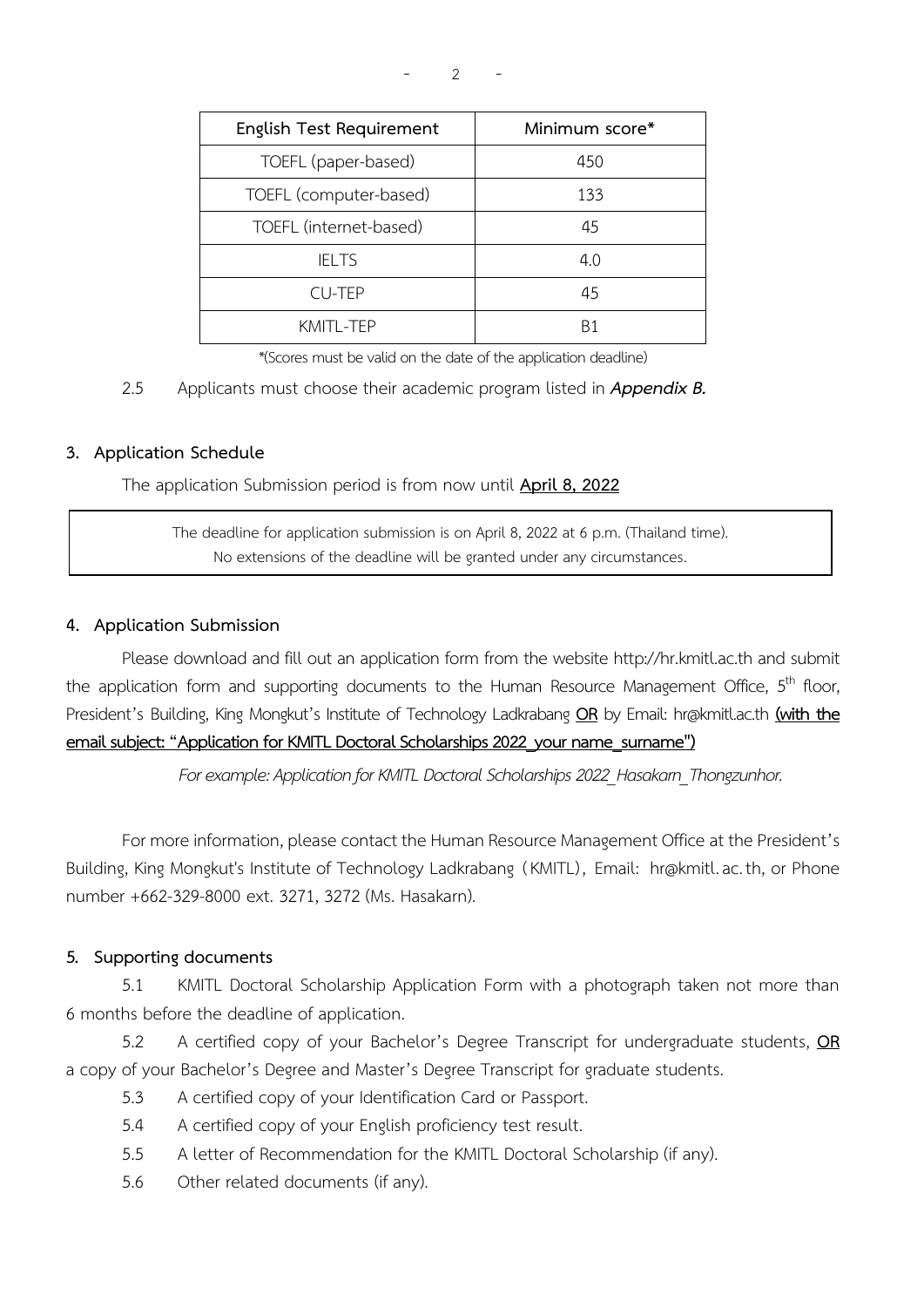| English Test Requirement | Minimum score* |
| --- | --- |
| TOEFL (paper-based) | 450 |
| TOEFL (computer-based) | 133 |
| TOEFL (internet-based) | 45 |
| IELTS | 4.0 |
| CU-TEP | 45 |
| KMITL-TEP | B1 |

*(Scores must be valid on the date of the application deadline)

2.5 Applicants must choose their academic program listed in ***Appendix B.***

### 3. Application Schedule

The application Submission period is from now until **April 8, 2022**

> The deadline for application submission is on April 8, 2022 at 6 p.m. (Thailand time).
> No extensions of the deadline will be granted under any circumstances.

### 4. Application Submission

Please download and fill out an application form from the website http://hr.kmitl.ac.th and submit the application form and supporting documents to the Human Resource Management Office, 5th floor, President's Building, King Mongkut's Institute of Technology Ladkrabang **OR** by Email: hr@kmitl.ac.th **(with the email subject: "Application for KMITL Doctoral Scholarships 2022_your name_surname")**

*For example: Application for KMITL Doctoral Scholarships 2022_Hasakarn_Thongzunhor.*

For more information, please contact the Human Resource Management Office at the President's Building, King Mongkut's Institute of Technology Ladkrabang (KMITL), Email: hr@kmitl.ac.th, or Phone number +662-329-8000 ext. 3271, 3272 (Ms. Hasakarn).

### 5. Supporting documents

5.1 KMITL Doctoral Scholarship Application Form with a photograph taken not more than 6 months before the deadline of application.

5.2 A certified copy of your Bachelor's Degree Transcript for undergraduate students, **OR** a copy of your Bachelor's Degree and Master's Degree Transcript for graduate students.

5.3 A certified copy of your Identification Card or Passport.

5.4 A certified copy of your English proficiency test result.

5.5 A letter of Recommendation for the KMITL Doctoral Scholarship (if any).

5.6 Other related documents (if any).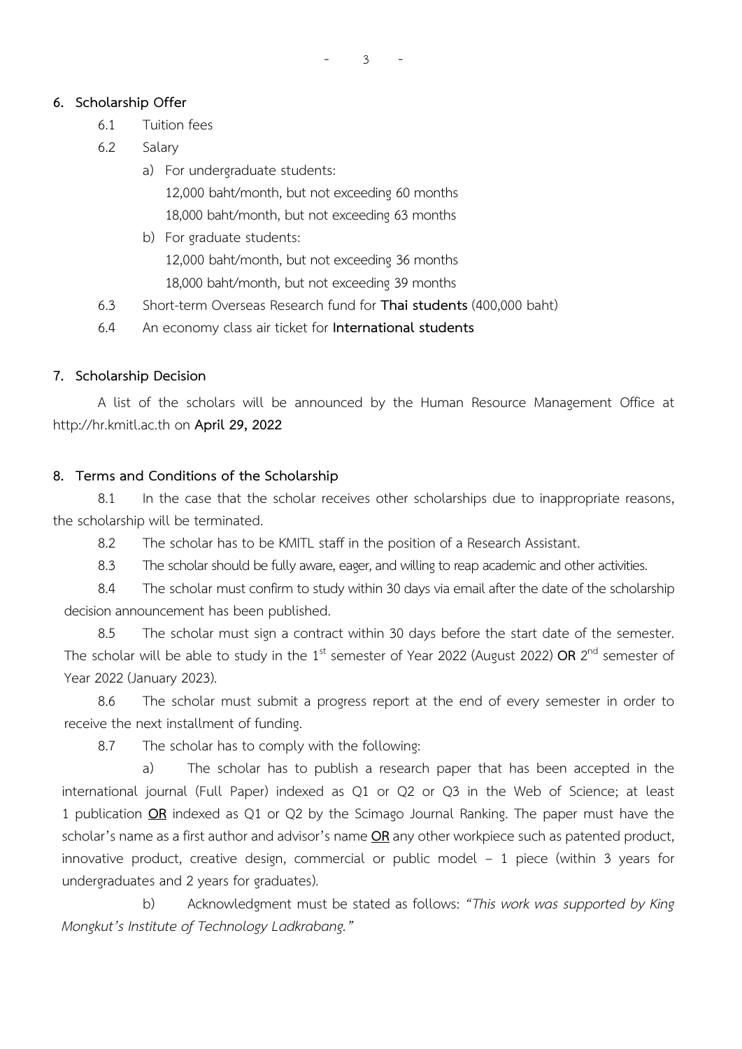## 6. Scholarship Offer

6.1 Tuition fees

6.2 Salary

a) For undergraduate students:

12,000 baht/month, but not exceeding 60 months

18,000 baht/month, but not exceeding 63 months

b) For graduate students:

12,000 baht/month, but not exceeding 36 months

18,000 baht/month, but not exceeding 39 months

6.3 Short-term Overseas Research fund for **Thai students** (400,000 baht)

6.4 An economy class air ticket for **International students**

## 7. Scholarship Decision

A list of the scholars will be announced by the Human Resource Management Office at http://hr.kmitl.ac.th on **April 29, 2022**

## 8. Terms and Conditions of the Scholarship

8.1 In the case that the scholar receives other scholarships due to inappropriate reasons, the scholarship will be terminated.

8.2 The scholar has to be KMITL staff in the position of a Research Assistant.

8.3 The scholar should be fully aware, eager, and willing to reap academic and other activities.

8.4 The scholar must confirm to study within 30 days via email after the date of the scholarship decision announcement has been published.

8.5 The scholar must sign a contract within 30 days before the start date of the semester. The scholar will be able to study in the 1st semester of Year 2022 (August 2022) **OR** 2nd semester of Year 2022 (January 2023).

8.6 The scholar must submit a progress report at the end of every semester in order to receive the next installment of funding.

8.7 The scholar has to comply with the following:

a) The scholar has to publish a research paper that has been accepted in the international journal (Full Paper) indexed as Q1 or Q2 or Q3 in the Web of Science; at least 1 publication **OR** indexed as Q1 or Q2 by the Scimago Journal Ranking. The paper must have the scholar's name as a first author and advisor's name **OR** any other workpiece such as patented product, innovative product, creative design, commercial or public model – 1 piece (within 3 years for undergraduates and 2 years for graduates).

b) Acknowledgment must be stated as follows: *"This work was supported by King Mongkut's Institute of Technology Ladkrabang."*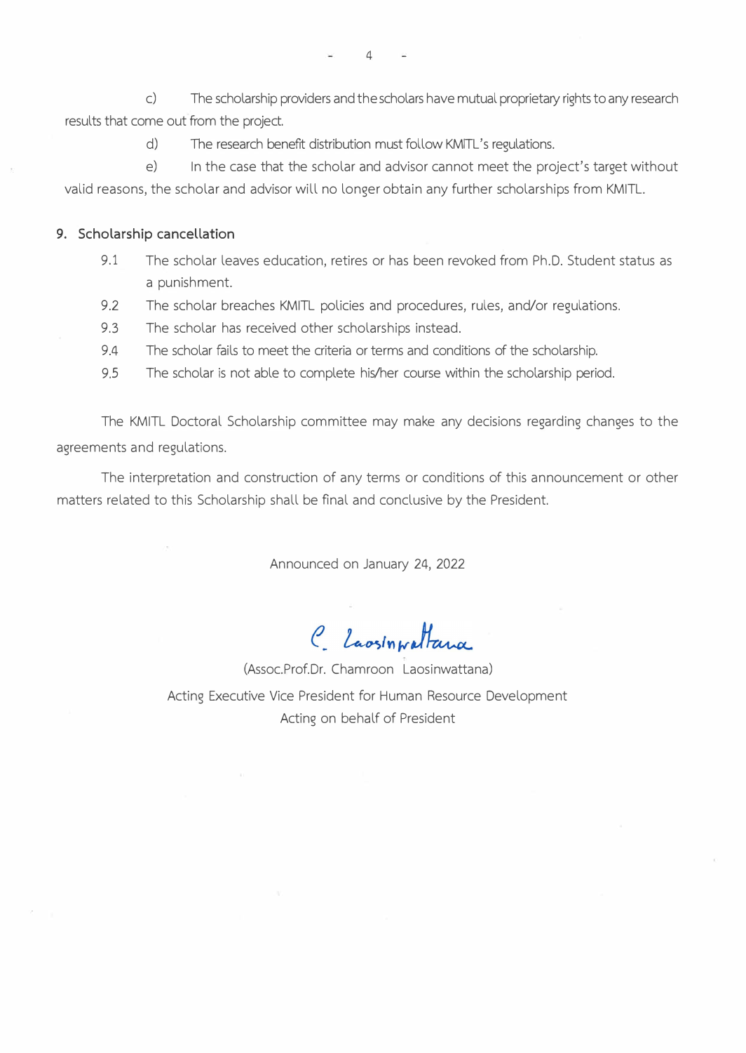c) The scholarship providers and the scholars have mutual proprietary rights to any research results that come out from the project.

d) The research benefit distribution must follow KMITL's regulations.

e) In the case that the scholar and advisor cannot meet the project's target without valid reasons, the scholar and advisor will no longer obtain any further scholarships from KMITL.

**9. Scholarship cancellation**

9.1 The scholar leaves education, retires or has been revoked from Ph.D. Student status as a punishment.

9.2 The scholar breaches KMITL policies and procedures, rules, and/or regulations.

9.3 The scholar has received other scholarships instead.

9.4 The scholar fails to meet the criteria or terms and conditions of the scholarship.

9.5 The scholar is not able to complete his/her course within the scholarship period.

The KMITL Doctoral Scholarship committee may make any decisions regarding changes to the agreements and regulations.

The interpretation and construction of any terms or conditions of this announcement or other matters related to this Scholarship shall be final and conclusive by the President.

Announced on January 24, 2022

C. Laosinwattana

(Assoc.Prof.Dr. Chamroon Laosinwattana)

Acting Executive Vice President for Human Resource Development

Acting on behalf of President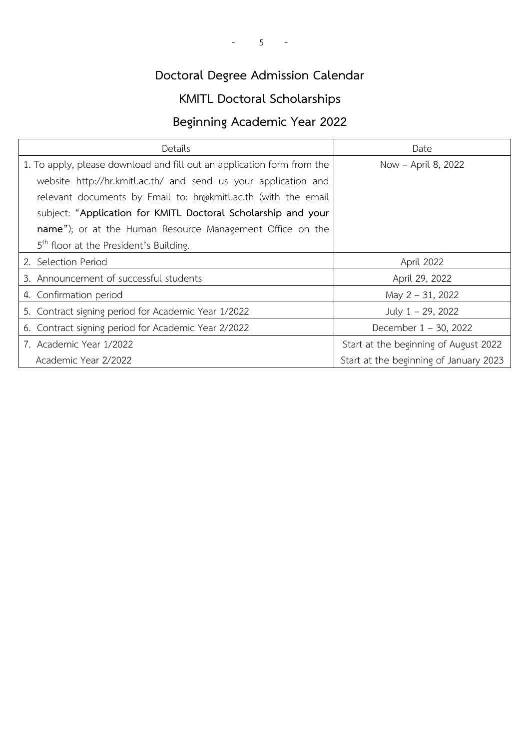# Doctoral Degree Admission Calendar

## KMITL Doctoral Scholarships

## Beginning Academic Year 2022

| Details | Date |
|---|---|
| 1. To apply, please download and fill out an application form from the website http://hr.kmitl.ac.th/ and send us your application and relevant documents by Email to: hr@kmitl.ac.th (with the email subject: "**Application for KMITL Doctoral Scholarship and your name**"); or at the Human Resource Management Office on the 5th floor at the President's Building. | Now – April 8, 2022 |
| 2. Selection Period | April 2022 |
| 3. Announcement of successful students | April 29, 2022 |
| 4. Confirmation period | May 2 – 31, 2022 |
| 5. Contract signing period for Academic Year 1/2022 | July 1 – 29, 2022 |
| 6. Contract signing period for Academic Year 2/2022 | December 1 – 30, 2022 |
| 7. Academic Year 1/2022<br>Academic Year 2/2022 | Start at the beginning of August 2022<br>Start at the beginning of January 2023 |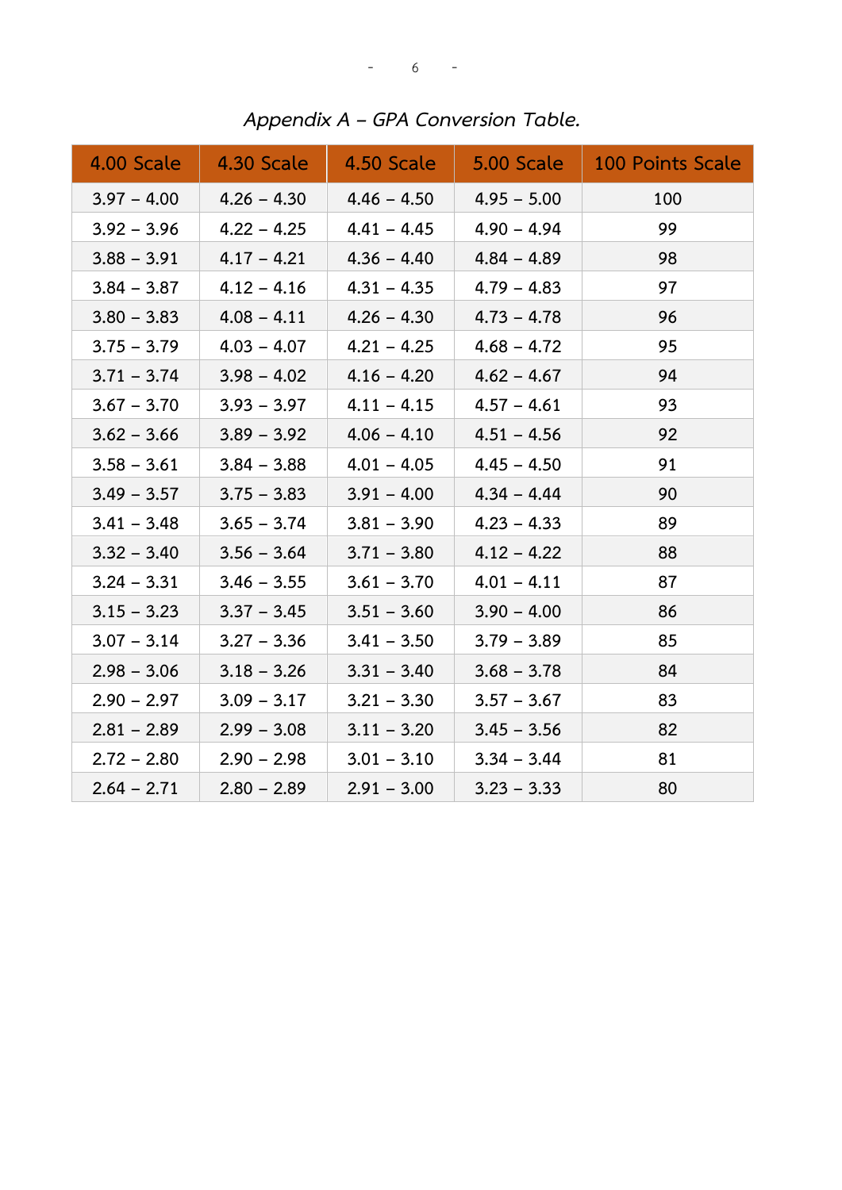*Appendix A – GPA Conversion Table.*

| 4.00 Scale | 4.30 Scale | 4.50 Scale | 5.00 Scale | 100 Points Scale |
|---|---|---|---|---|
| 3.97 – 4.00 | 4.26 – 4.30 | 4.46 – 4.50 | 4.95 – 5.00 | 100 |
| 3.92 – 3.96 | 4.22 – 4.25 | 4.41 – 4.45 | 4.90 – 4.94 | 99 |
| 3.88 – 3.91 | 4.17 – 4.21 | 4.36 – 4.40 | 4.84 – 4.89 | 98 |
| 3.84 – 3.87 | 4.12 – 4.16 | 4.31 – 4.35 | 4.79 – 4.83 | 97 |
| 3.80 – 3.83 | 4.08 – 4.11 | 4.26 – 4.30 | 4.73 – 4.78 | 96 |
| 3.75 – 3.79 | 4.03 – 4.07 | 4.21 – 4.25 | 4.68 – 4.72 | 95 |
| 3.71 – 3.74 | 3.98 – 4.02 | 4.16 – 4.20 | 4.62 – 4.67 | 94 |
| 3.67 – 3.70 | 3.93 – 3.97 | 4.11 – 4.15 | 4.57 – 4.61 | 93 |
| 3.62 – 3.66 | 3.89 – 3.92 | 4.06 – 4.10 | 4.51 – 4.56 | 92 |
| 3.58 – 3.61 | 3.84 – 3.88 | 4.01 – 4.05 | 4.45 – 4.50 | 91 |
| 3.49 – 3.57 | 3.75 – 3.83 | 3.91 – 4.00 | 4.34 – 4.44 | 90 |
| 3.41 – 3.48 | 3.65 – 3.74 | 3.81 – 3.90 | 4.23 – 4.33 | 89 |
| 3.32 – 3.40 | 3.56 – 3.64 | 3.71 – 3.80 | 4.12 – 4.22 | 88 |
| 3.24 – 3.31 | 3.46 – 3.55 | 3.61 – 3.70 | 4.01 – 4.11 | 87 |
| 3.15 – 3.23 | 3.37 – 3.45 | 3.51 – 3.60 | 3.90 – 4.00 | 86 |
| 3.07 – 3.14 | 3.27 – 3.36 | 3.41 – 3.50 | 3.79 – 3.89 | 85 |
| 2.98 – 3.06 | 3.18 – 3.26 | 3.31 – 3.40 | 3.68 – 3.78 | 84 |
| 2.90 – 2.97 | 3.09 – 3.17 | 3.21 – 3.30 | 3.57 – 3.67 | 83 |
| 2.81 – 2.89 | 2.99 – 3.08 | 3.11 – 3.20 | 3.45 – 3.56 | 82 |
| 2.72 – 2.80 | 2.90 – 2.98 | 3.01 – 3.10 | 3.34 – 3.44 | 81 |
| 2.64 – 2.71 | 2.80 – 2.89 | 2.91 – 3.00 | 3.23 – 3.33 | 80 |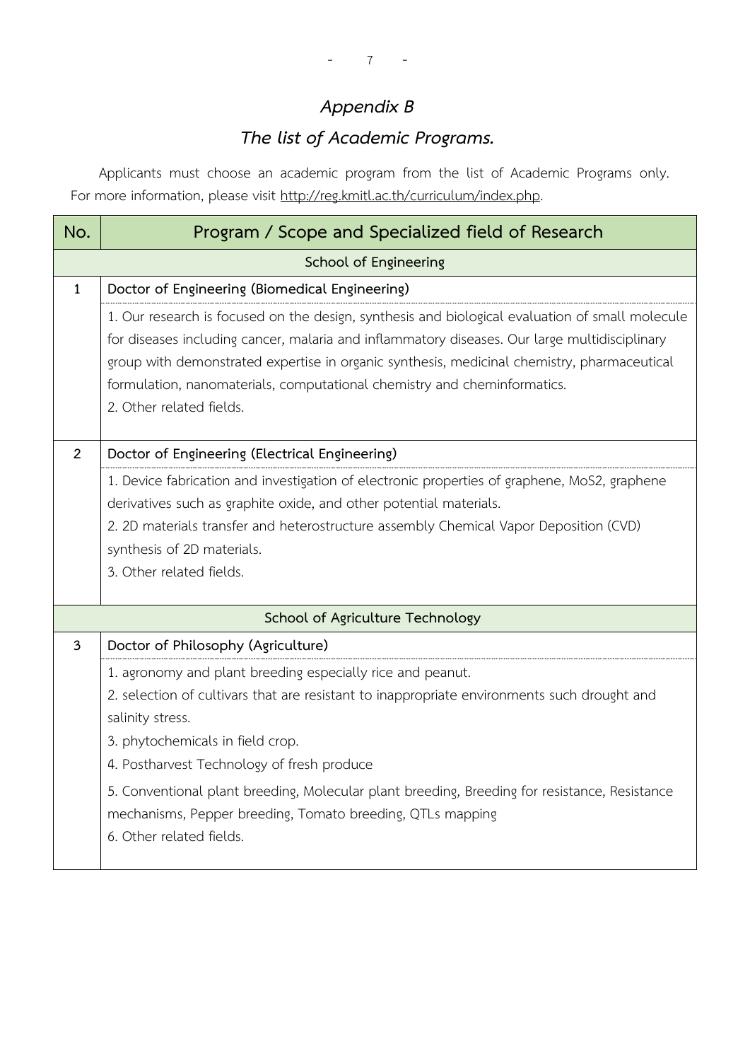## *Appendix B*

## *The list of Academic Programs.*

Applicants must choose an academic program from the list of Academic Programs only. For more information, please visit http://reg.kmitl.ac.th/curriculum/index.php.

| No. | Program / Scope and Specialized field of Research |
|---|---|
| | **School of Engineering** |
| 1 | **Doctor of Engineering (Biomedical Engineering)** |
| | 1. Our research is focused on the design, synthesis and biological evaluation of small molecule for diseases including cancer, malaria and inflammatory diseases. Our large multidisciplinary group with demonstrated expertise in organic synthesis, medicinal chemistry, pharmaceutical formulation, nanomaterials, computational chemistry and cheminformatics.<br>2. Other related fields. |
| 2 | **Doctor of Engineering (Electrical Engineering)** |
| | 1. Device fabrication and investigation of electronic properties of graphene, $MoS_2$, graphene derivatives such as graphite oxide, and other potential materials.<br>2. 2D materials transfer and heterostructure assembly Chemical Vapor Deposition (CVD) synthesis of 2D materials.<br>3. Other related fields. |
| | **School of Agriculture Technology** |
| 3 | **Doctor of Philosophy (Agriculture)** |
| | 1. agronomy and plant breeding especially rice and peanut.<br>2. selection of cultivars that are resistant to inappropriate environments such drought and salinity stress.<br>3. phytochemicals in field crop.<br>4. Postharvest Technology of fresh produce<br>5. Conventional plant breeding, Molecular plant breeding, Breeding for resistance, Resistance mechanisms, Pepper breeding, Tomato breeding, QTLs mapping<br>6. Other related fields. |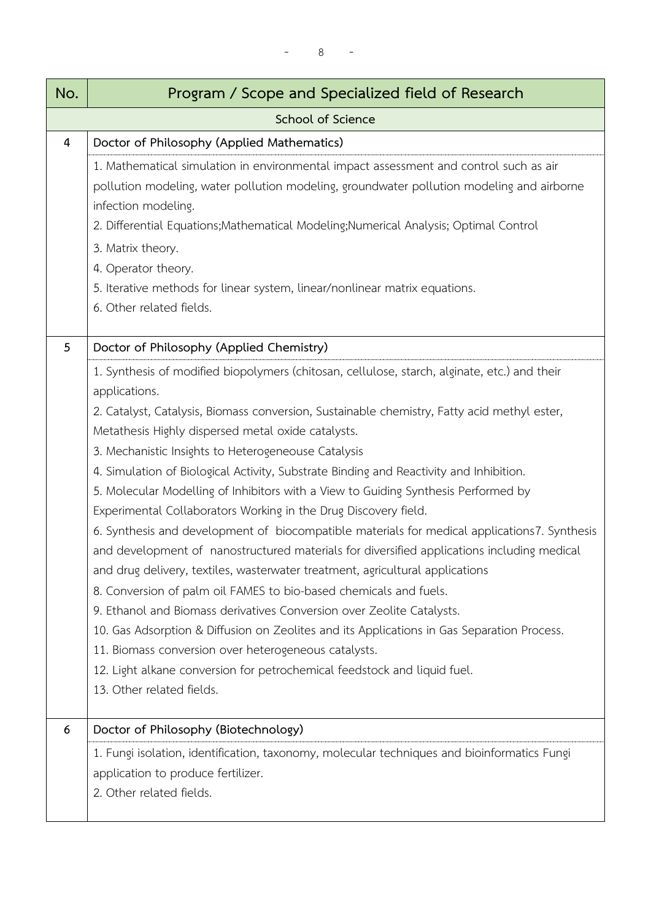| No. | Program / Scope and Specialized field of Research |
|---|---|
| | **School of Science** |
| 4 | **Doctor of Philosophy (Applied Mathematics)** |
| | 1. Mathematical simulation in environmental impact assessment and control such as air pollution modeling, water pollution modeling, groundwater pollution modeling and airborne infection modeling.<br>2. Differential Equations;Mathematical Modeling;Numerical Analysis; Optimal Control<br>3. Matrix theory.<br>4. Operator theory.<br>5. Iterative methods for linear system, linear/nonlinear matrix equations.<br>6. Other related fields. |
| 5 | **Doctor of Philosophy (Applied Chemistry)** |
| | 1. Synthesis of modified biopolymers (chitosan, cellulose, starch, alginate, etc.) and their applications.<br>2. Catalyst, Catalysis, Biomass conversion, Sustainable chemistry, Fatty acid methyl ester, Metathesis Highly dispersed metal oxide catalysts.<br>3. Mechanistic Insights to Heterogeneouse Catalysis<br>4. Simulation of Biological Activity, Substrate Binding and Reactivity and Inhibition.<br>5. Molecular Modelling of Inhibitors with a View to Guiding Synthesis Performed by Experimental Collaborators Working in the Drug Discovery field.<br>6. Synthesis and development of biocompatible materials for medical applications7. Synthesis and development of nanostructured materials for diversified applications including medical and drug delivery, textiles, wasterwater treatment, agricultural applications<br>8. Conversion of palm oil FAMES to bio-based chemicals and fuels.<br>9. Ethanol and Biomass derivatives Conversion over Zeolite Catalysts.<br>10. Gas Adsorption & Diffusion on Zeolites and its Applications in Gas Separation Process.<br>11. Biomass conversion over heterogeneous catalysts.<br>12. Light alkane conversion for petrochemical feedstock and liquid fuel.<br>13. Other related fields. |
| 6 | **Doctor of Philosophy (Biotechnology)** |
| | 1. Fungi isolation, identification, taxonomy, molecular techniques and bioinformatics Fungi application to produce fertilizer.<br>2. Other related fields. |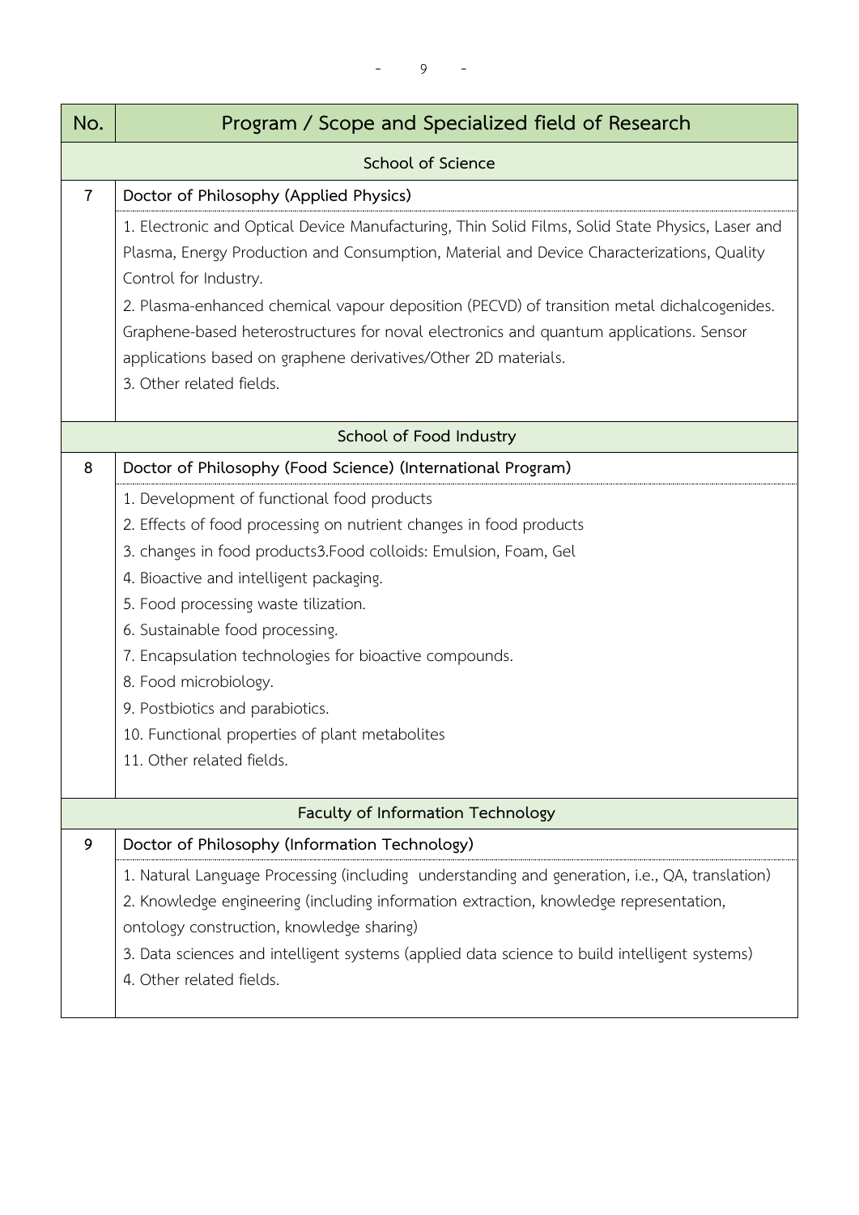| No. | Program / Scope and Specialized field of Research |
|---|---|
| | **School of Science** |
| 7 | **Doctor of Philosophy (Applied Physics)**<br>1. Electronic and Optical Device Manufacturing, Thin Solid Films, Solid State Physics, Laser and Plasma, Energy Production and Consumption, Material and Device Characterizations, Quality Control for Industry.<br>2. Plasma-enhanced chemical vapour deposition (PECVD) of transition metal dichalcogenides. Graphene-based heterostructures for noval electronics and quantum applications. Sensor applications based on graphene derivatives/Other 2D materials.<br>3. Other related fields. |
| | **School of Food Industry** |
| 8 | **Doctor of Philosophy (Food Science) (International Program)**<br>1. Development of functional food products<br>2. Effects of food processing on nutrient changes in food products<br>3. changes in food products3.Food colloids: Emulsion, Foam, Gel<br>4. Bioactive and intelligent packaging.<br>5. Food processing waste tilization.<br>6. Sustainable food processing.<br>7. Encapsulation technologies for bioactive compounds.<br>8. Food microbiology.<br>9. Postbiotics and parabiotics.<br>10. Functional properties of plant metabolites<br>11. Other related fields. |
| | **Faculty of Information Technology** |
| 9 | **Doctor of Philosophy (Information Technology)**<br>1. Natural Language Processing (including understanding and generation, i.e., QA, translation)<br>2. Knowledge engineering (including information extraction, knowledge representation, ontology construction, knowledge sharing)<br>3. Data sciences and intelligent systems (applied data science to build intelligent systems)<br>4. Other related fields. |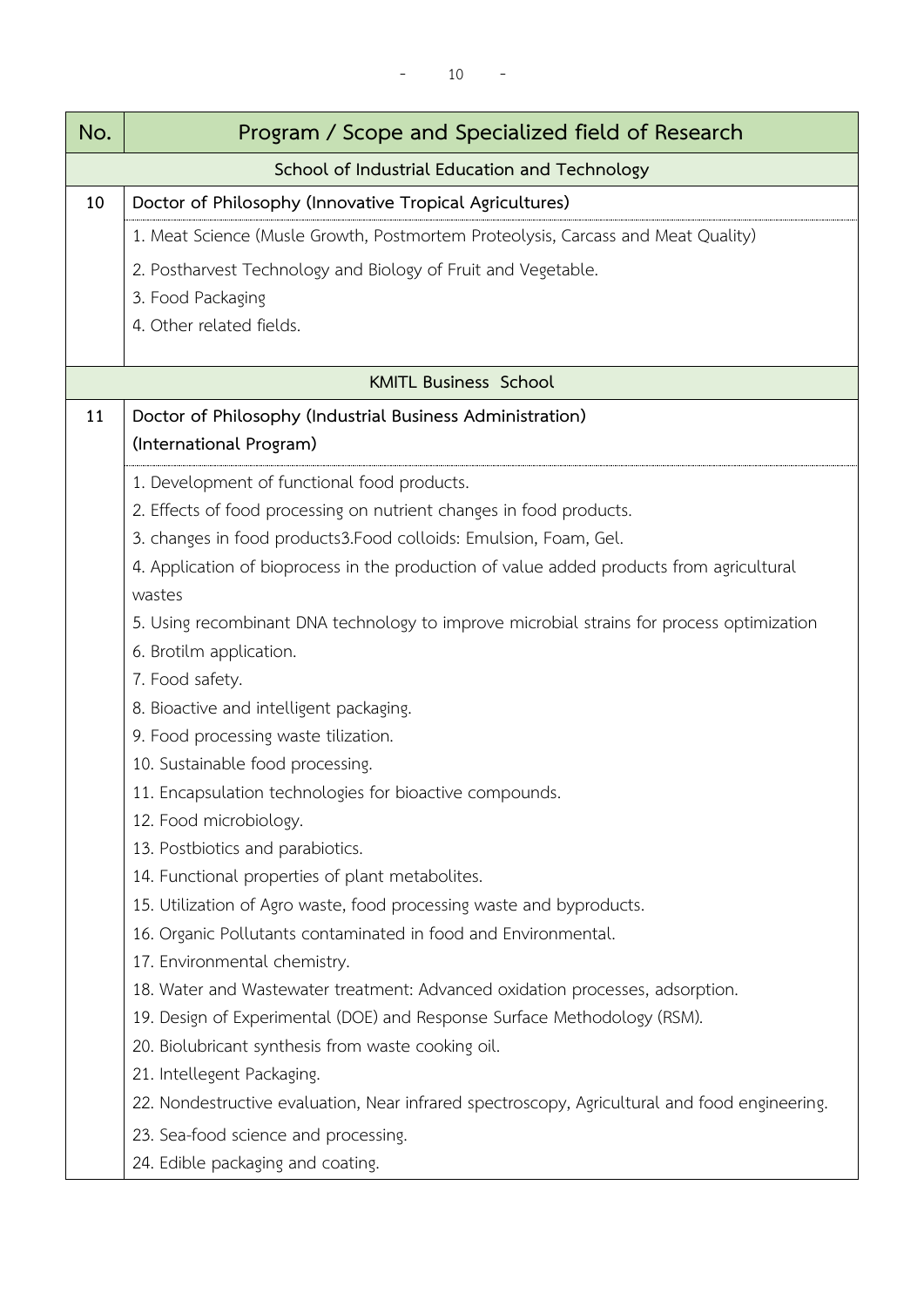| No. | Program / Scope and Specialized field of Research |
|---|---|
| | **School of Industrial Education and Technology** |
| **10** | **Doctor of Philosophy (Innovative Tropical Agricultures)** |
| | 1. Meat Science (Musle Growth, Postmortem Proteolysis, Carcass and Meat Quality)<br>2. Postharvest Technology and Biology of Fruit and Vegetable.<br>3. Food Packaging<br>4. Other related fields. |
| | **KMITL Business School** |
| **11** | **Doctor of Philosophy (Industrial Business Administration) (International Program)** |
| | 1. Development of functional food products.<br>2. Effects of food processing on nutrient changes in food products.<br>3. changes in food products3.Food colloids: Emulsion, Foam, Gel.<br>4. Application of bioprocess in the production of value added products from agricultural wastes<br>5. Using recombinant DNA technology to improve microbial strains for process optimization<br>6. Brotilm application.<br>7. Food safety.<br>8. Bioactive and intelligent packaging.<br>9. Food processing waste tilization.<br>10. Sustainable food processing.<br>11. Encapsulation technologies for bioactive compounds.<br>12. Food microbiology.<br>13. Postbiotics and parabiotics.<br>14. Functional properties of plant metabolites.<br>15. Utilization of Agro waste, food processing waste and byproducts.<br>16. Organic Pollutants contaminated in food and Environmental.<br>17. Environmental chemistry.<br>18. Water and Wastewater treatment: Advanced oxidation processes, adsorption.<br>19. Design of Experimental (DOE) and Response Surface Methodology (RSM).<br>20. Biolubricant synthesis from waste cooking oil.<br>21. Intellegent Packaging.<br>22. Nondestructive evaluation, Near infrared spectroscopy, Agricultural and food engineering.<br>23. Sea-food science and processing.<br>24. Edible packaging and coating. |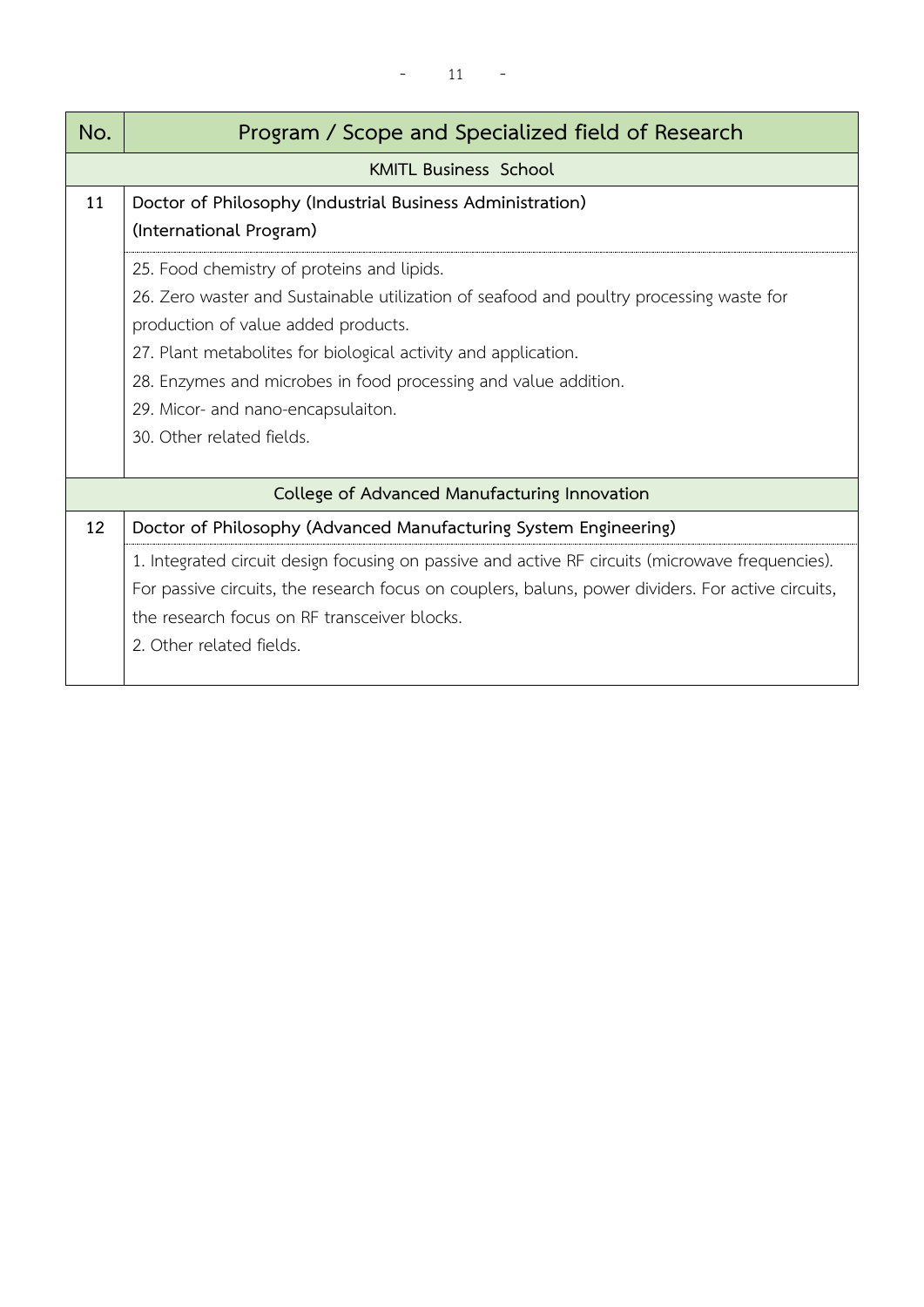| No. | Program / Scope and Specialized field of Research |
|---|---|
| | **KMITL Business School** |
| **11** | **Doctor of Philosophy (Industrial Business Administration) (International Program)** |
| | 25. Food chemistry of proteins and lipids.<br>26. Zero waster and Sustainable utilization of seafood and poultry processing waste for production of value added products.<br>27. Plant metabolites for biological activity and application.<br>28. Enzymes and microbes in food processing and value addition.<br>29. Micor- and nano-encapsulaiton.<br>30. Other related fields. |
| | **College of Advanced Manufacturing Innovation** |
| **12** | **Doctor of Philosophy (Advanced Manufacturing System Engineering)** |
| | 1. Integrated circuit design focusing on passive and active RF circuits (microwave frequencies). For passive circuits, the research focus on couplers, baluns, power dividers. For active circuits, the research focus on RF transceiver blocks.<br>2. Other related fields. |